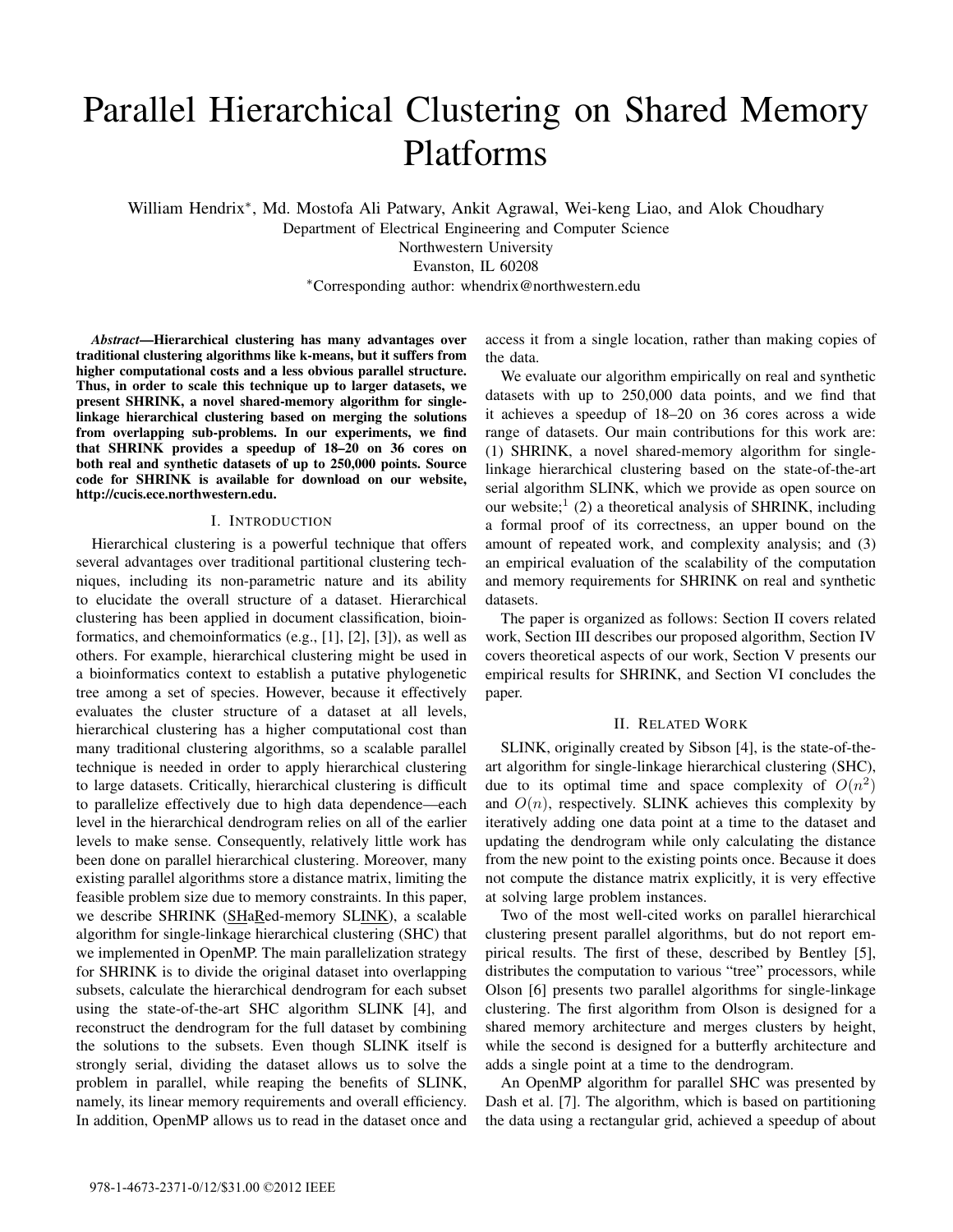# Parallel Hierarchical Clustering on Shared Memory Platforms

William Hendrix*, Md. Mostofa Ali Patwary, Ankit Agrawal, Wei-keng Liao, and Alok Choudhary
Department of Electrical Engineering and Computer Science
Northwestern University
Evanston, IL 60208
*Corresponding author: whendrix@northwestern.edu

***Abstract*—Hierarchical clustering has many advantages over traditional clustering algorithms like k-means, but it suffers from higher computational costs and a less obvious parallel structure. Thus, in order to scale this technique up to larger datasets, we present SHRINK, a novel shared-memory algorithm for single-linkage hierarchical clustering based on merging the solutions from overlapping sub-problems. In our experiments, we find that SHRINK provides a speedup of 18–20 on 36 cores on both real and synthetic datasets of up to 250,000 points. Source code for SHRINK is available for download on our website, http://cucis.ece.northwestern.edu.**

## I. Introduction

Hierarchical clustering is a powerful technique that offers several advantages over traditional partitional clustering techniques, including its non-parametric nature and its ability to elucidate the overall structure of a dataset. Hierarchical clustering has been applied in document classification, bioinformatics, and chemoinformatics (e.g., [1], [2], [3]), as well as others. For example, hierarchical clustering might be used in a bioinformatics context to establish a putative phylogenetic tree among a set of species. However, because it effectively evaluates the cluster structure of a dataset at all levels, hierarchical clustering has a higher computational cost than many traditional clustering algorithms, so a scalable parallel technique is needed in order to apply hierarchical clustering to large datasets. Critically, hierarchical clustering is difficult to parallelize effectively due to high data dependence—each level in the hierarchical dendrogram relies on all of the earlier levels to make sense. Consequently, relatively little work has been done on parallel hierarchical clustering. Moreover, many existing parallel algorithms store a distance matrix, limiting the feasible problem size due to memory constraints. In this paper, we describe SHRINK (<u>SH</u>a<u>R</u>ed-memory SL<u>INK</u>), a scalable algorithm for single-linkage hierarchical clustering (SHC) that we implemented in OpenMP. The main parallelization strategy for SHRINK is to divide the original dataset into overlapping subsets, calculate the hierarchical dendrogram for each subset using the state-of-the-art SHC algorithm SLINK [4], and reconstruct the dendrogram for the full dataset by combining the solutions to the subsets. Even though SLINK itself is strongly serial, dividing the dataset allows us to solve the problem in parallel, while reaping the benefits of SLINK, namely, its linear memory requirements and overall efficiency. In addition, OpenMP allows us to read in the dataset once and access it from a single location, rather than making copies of the data.

We evaluate our algorithm empirically on real and synthetic datasets with up to 250,000 data points, and we find that it achieves a speedup of 18–20 on 36 cores across a wide range of datasets. Our main contributions for this work are: (1) SHRINK, a novel shared-memory algorithm for single-linkage hierarchical clustering based on the state-of-the-art serial algorithm SLINK, which we provide as open source on our website;[1] (2) a theoretical analysis of SHRINK, including a formal proof of its correctness, an upper bound on the amount of repeated work, and complexity analysis; and (3) an empirical evaluation of the scalability of the computation and memory requirements for SHRINK on real and synthetic datasets.

The paper is organized as follows: Section II covers related work, Section III describes our proposed algorithm, Section IV covers theoretical aspects of our work, Section V presents our empirical results for SHRINK, and Section VI concludes the paper.

## II. Related Work

SLINK, originally created by Sibson [4], is the state-of-the-art algorithm for single-linkage hierarchical clustering (SHC), due to its optimal time and space complexity of $O(n^2)$ and $O(n)$, respectively. SLINK achieves this complexity by iteratively adding one data point at a time to the dataset and updating the dendrogram while only calculating the distance from the new point to the existing points once. Because it does not compute the distance matrix explicitly, it is very effective at solving large problem instances.

Two of the most well-cited works on parallel hierarchical clustering present parallel algorithms, but do not report empirical results. The first of these, described by Bentley [5], distributes the computation to various "tree" processors, while Olson [6] presents two parallel algorithms for single-linkage clustering. The first algorithm from Olson is designed for a shared memory architecture and merges clusters by height, while the second is designed for a butterfly architecture and adds a single point at a time to the dendrogram.

An OpenMP algorithm for parallel SHC was presented by Dash et al. [7]. The algorithm, which is based on partitioning the data using a rectangular grid, achieved a speedup of about

978-1-4673-2371-0/12/$31.00 ©2012 IEEE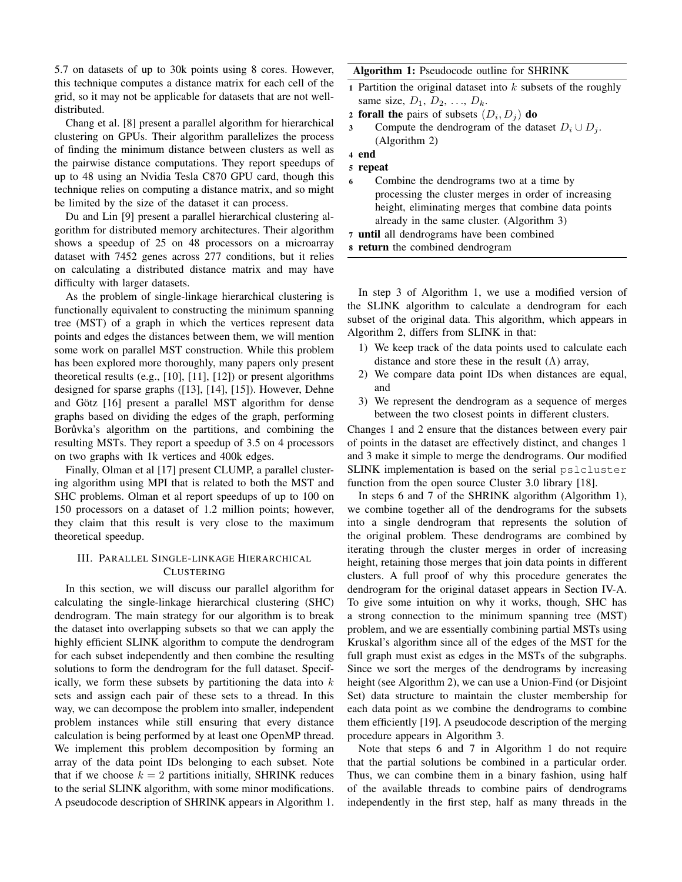5.7 on datasets of up to 30k points using 8 cores. However, this technique computes a distance matrix for each cell of the grid, so it may not be applicable for datasets that are not well-distributed.

Chang et al. [8] present a parallel algorithm for hierarchical clustering on GPUs. Their algorithm parallelizes the process of finding the minimum distance between clusters as well as the pairwise distance computations. They report speedups of up to 48 using an Nvidia Tesla C870 GPU card, though this technique relies on computing a distance matrix, and so might be limited by the size of the dataset it can process.

Du and Lin [9] present a parallel hierarchical clustering algorithm for distributed memory architectures. Their algorithm shows a speedup of 25 on 48 processors on a microarray dataset with 7452 genes across 277 conditions, but it relies on calculating a distributed distance matrix and may have difficulty with larger datasets.

As the problem of single-linkage hierarchical clustering is functionally equivalent to constructing the minimum spanning tree (MST) of a graph in which the vertices represent data points and edges the distances between them, we will mention some work on parallel MST construction. While this problem has been explored more thoroughly, many papers only present theoretical results (e.g., [10], [11], [12]) or present algorithms designed for sparse graphs ([13], [14], [15]). However, Dehne and Götz [16] present a parallel MST algorithm for dense graphs based on dividing the edges of the graph, performing Borůvka's algorithm on the partitions, and combining the resulting MSTs. They report a speedup of 3.5 on 4 processors on two graphs with 1k vertices and 400k edges.

Finally, Olman et al [17] present CLUMP, a parallel clustering algorithm using MPI that is related to both the MST and SHC problems. Olman et al report speedups of up to 100 on 150 processors on a dataset of 1.2 million points; however, they claim that this result is very close to the maximum theoretical speedup.

## III. Parallel Single-linkage Hierarchical Clustering

In this section, we will discuss our parallel algorithm for calculating the single-linkage hierarchical clustering (SHC) dendrogram. The main strategy for our algorithm is to break the dataset into overlapping subsets so that we can apply the highly efficient SLINK algorithm to compute the dendrogram for each subset independently and then combine the resulting solutions to form the dendrogram for the full dataset. Specifically, we form these subsets by partitioning the data into $k$ sets and assign each pair of these sets to a thread. In this way, we can decompose the problem into smaller, independent problem instances while still ensuring that every distance calculation is being performed by at least one OpenMP thread. We implement this problem decomposition by forming an array of the data point IDs belonging to each subset. Note that if we choose $k = 2$ partitions initially, SHRINK reduces to the serial SLINK algorithm, with some minor modifications. A pseudocode description of SHRINK appears in Algorithm 1.

**Algorithm 1:** Pseudocode outline for SHRINK

```
1  Partition the original dataset into k subsets of the roughly
   same size, D_1, D_2, ..., D_k.
2  forall the pairs of subsets (D_i, D_j) do
3      Compute the dendrogram of the dataset D_i ∪ D_j.
       (Algorithm 2)
4  end
5  repeat
6      Combine the dendrograms two at a time by
       processing the cluster merges in order of increasing
       height, eliminating merges that combine data points
       already in the same cluster. (Algorithm 3)
7  until all dendrograms have been combined
8  return the combined dendrogram
```

In step 3 of Algorithm 1, we use a modified version of the SLINK algorithm to calculate a dendrogram for each subset of the original data. This algorithm, which appears in Algorithm 2, differs from SLINK in that:

1) We keep track of the data points used to calculate each distance and store these in the result ($\Lambda$) array,
2) We compare data point IDs when distances are equal, and
3) We represent the dendrogram as a sequence of merges between the two closest points in different clusters.

Changes 1 and 2 ensure that the distances between every pair of points in the dataset are effectively distinct, and changes 1 and 3 make it simple to merge the dendrograms. Our modified SLINK implementation is based on the serial `pslcluster` function from the open source Cluster 3.0 library [18].

In steps 6 and 7 of the SHRINK algorithm (Algorithm 1), we combine together all of the dendrograms for the subsets into a single dendrogram that represents the solution of the original problem. These dendrograms are combined by iterating through the cluster merges in order of increasing height, retaining those merges that join data points in different clusters. A full proof of why this procedure generates the dendrogram for the original dataset appears in Section IV-A. To give some intuition on why it works, though, SHC has a strong connection to the minimum spanning tree (MST) problem, and we are essentially combining partial MSTs using Kruskal's algorithm since all of the edges of the MST for the full graph must exist as edges in the MSTs of the subgraphs. Since we sort the merges of the dendrograms by increasing height (see Algorithm 2), we can use a Union-Find (or Disjoint Set) data structure to maintain the cluster membership for each data point as we combine the dendrograms to combine them efficiently [19]. A pseudocode description of the merging procedure appears in Algorithm 3.

Note that steps 6 and 7 in Algorithm 1 do not require that the partial solutions be combined in a particular order. Thus, we can combine them in a binary fashion, using half of the available threads to combine pairs of dendrograms independently in the first step, half as many threads in the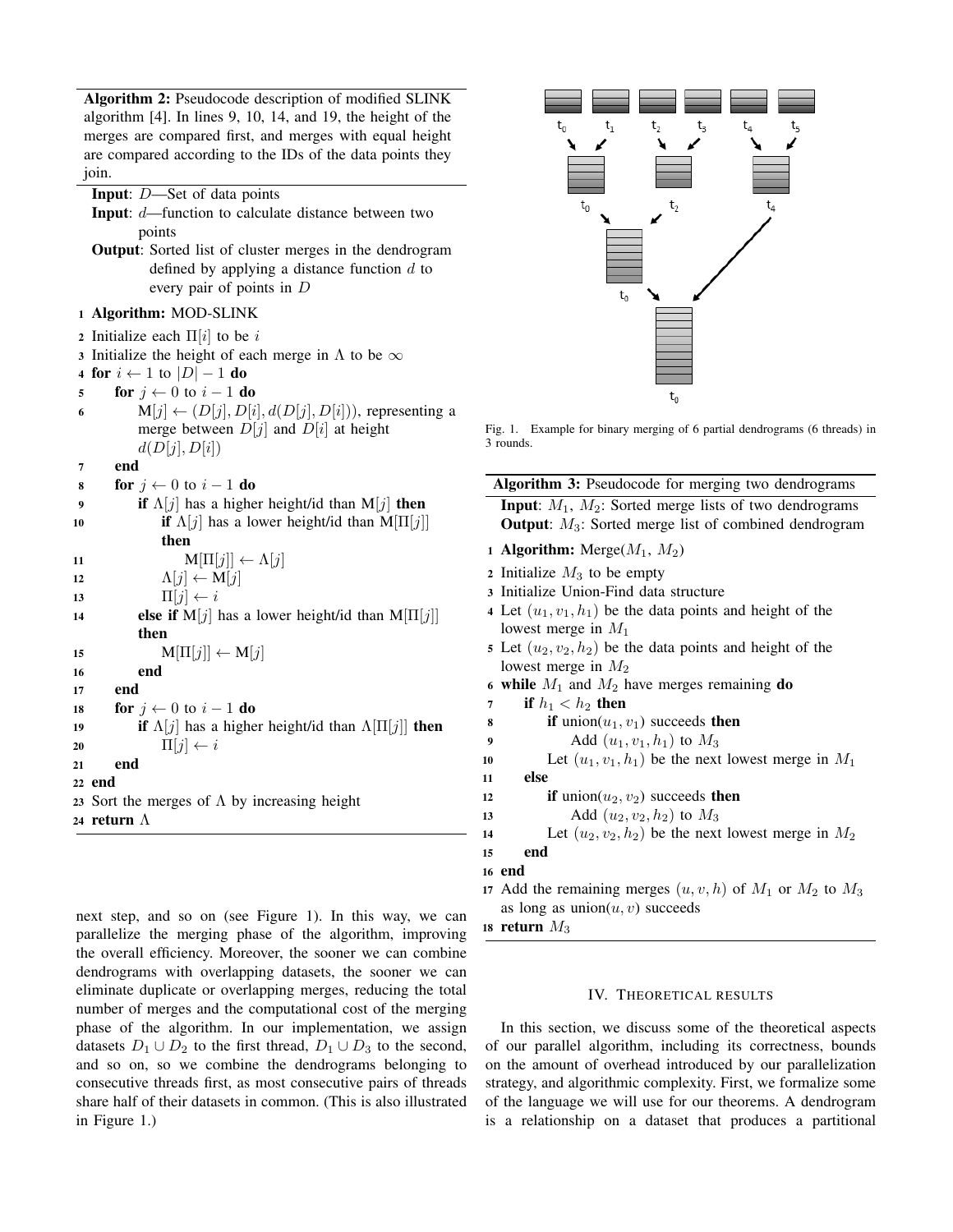**Algorithm 2:** Pseudocode description of modified SLINK algorithm [4]. In lines 9, 10, 14, and 19, the height of the merges are compared first, and merges with equal height are compared according to the IDs of the data points they join.

**Input**: $D$—Set of data points
**Input**: $d$—function to calculate distance between two points
**Output**: Sorted list of cluster merges in the dendrogram defined by applying a distance function $d$ to every pair of points in $D$

```
1  Algorithm: MOD-SLINK
2  Initialize each Π[i] to be i
3  Initialize the height of each merge in Λ to be ∞
4  for i ← 1 to |D| − 1 do
5      for j ← 0 to i − 1 do
6          M[j] ← (D[j], D[i], d(D[j], D[i])), representing a
           merge between D[j] and D[i] at height
           d(D[j], D[i])
7      end
8      for j ← 0 to i − 1 do
9          if Λ[j] has a higher height/id than M[j] then
10             if Λ[j] has a lower height/id than M[Π[j]]
               then
11                 M[Π[j]] ← Λ[j]
12             Λ[j] ← M[j]
13             Π[j] ← i
14         else if M[j] has a lower height/id than M[Π[j]]
           then
15             M[Π[j]] ← M[j]
16         end
17     end
18     for j ← 0 to i − 1 do
19         if Λ[j] has a higher height/id than Λ[Π[j]] then
20             Π[j] ← i
21     end
22 end
23 Sort the merges of Λ by increasing height
24 return Λ
```

next step, and so on (see Figure 1). In this way, we can parallelize the merging phase of the algorithm, improving the overall efficiency. Moreover, the sooner we can combine dendrograms with overlapping datasets, the sooner we can eliminate duplicate or overlapping merges, reducing the total number of merges and the computational cost of the merging phase of the algorithm. In our implementation, we assign datasets $D_1 \cup D_2$ to the first thread, $D_1 \cup D_3$ to the second, and so on, so we combine the dendrograms belonging to consecutive threads first, as most consecutive pairs of threads share half of their datasets in common. (This is also illustrated in Figure 1.)

t0 t1 t2 t3 t4 t5
t0 t2 t4
t0
t0

Fig. 1. Example for binary merging of 6 partial dendrograms (6 threads) in 3 rounds.

**Algorithm 3:** Pseudocode for merging two dendrograms

**Input**: $M_1$, $M_2$: Sorted merge lists of two dendrograms
**Output**: $M_3$: Sorted merge list of combined dendrogram

```
1  Algorithm: Merge(M1, M2)
2  Initialize M3 to be empty
3  Initialize Union-Find data structure
4  Let (u1, v1, h1) be the data points and height of the
   lowest merge in M1
5  Let (u2, v2, h2) be the data points and height of the
   lowest merge in M2
6  while M1 and M2 have merges remaining do
7      if h1 < h2 then
8          if union(u1, v1) succeeds then
9              Add (u1, v1, h1) to M3
10         Let (u1, v1, h1) be the next lowest merge in M1
11     else
12         if union(u2, v2) succeeds then
13             Add (u2, v2, h2) to M3
14         Let (u2, v2, h2) be the next lowest merge in M2
15     end
16 end
17 Add the remaining merges (u, v, h) of M1 or M2 to M3
   as long as union(u, v) succeeds
18 return M3
```

## IV. Theoretical results

In this section, we discuss some of the theoretical aspects of our parallel algorithm, including its correctness, bounds on the amount of overhead introduced by our parallelization strategy, and algorithmic complexity. First, we formalize some of the language we will use for our theorems. A dendrogram is a relationship on a dataset that produces a partitional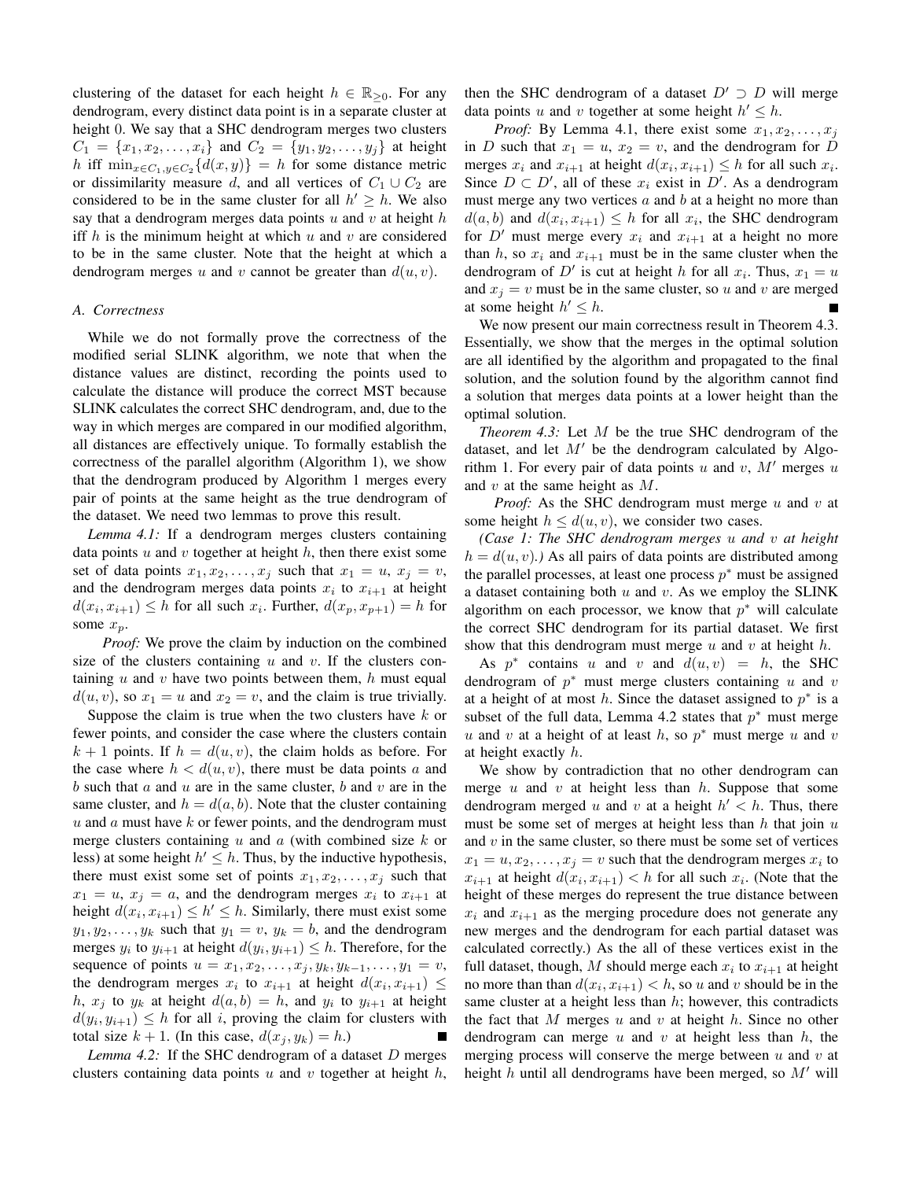clustering of the dataset for each height $h \in \mathbb{R}_{\geq 0}$. For any dendrogram, every distinct data point is in a separate cluster at height 0. We say that a SHC dendrogram merges two clusters $C_1 = \{x_1, x_2, \ldots, x_i\}$ and $C_2 = \{y_1, y_2, \ldots, y_j\}$ at height $h$ iff $\min_{x \in C_1, y \in C_2}\{d(x, y)\} = h$ for some distance metric or dissimilarity measure $d$, and all vertices of $C_1 \cup C_2$ are considered to be in the same cluster for all $h' \geq h$. We also say that a dendrogram merges data points $u$ and $v$ at height $h$ iff $h$ is the minimum height at which $u$ and $v$ are considered to be in the same cluster. Note that the height at which a dendrogram merges $u$ and $v$ cannot be greater than $d(u, v)$.

### A. Correctness

While we do not formally prove the correctness of the modified serial SLINK algorithm, we note that when the distance values are distinct, recording the points used to calculate the distance will produce the correct MST because SLINK calculates the correct SHC dendrogram, and, due to the way in which merges are compared in our modified algorithm, all distances are effectively unique. To formally establish the correctness of the parallel algorithm (Algorithm 1), we show that the dendrogram produced by Algorithm 1 merges every pair of points at the same height as the true dendrogram of the dataset. We need two lemmas to prove this result.

*Lemma 4.1:* If a dendrogram merges clusters containing data points $u$ and $v$ together at height $h$, then there exist some set of data points $x_1, x_2, \ldots, x_j$ such that $x_1 = u$, $x_j = v$, and the dendrogram merges data points $x_i$ to $x_{i+1}$ at height $d(x_i, x_{i+1}) \leq h$ for all such $x_i$. Further, $d(x_p, x_{p+1}) = h$ for some $x_p$.

*Proof:* We prove the claim by induction on the combined size of the clusters containing $u$ and $v$. If the clusters containing $u$ and $v$ have two points between them, $h$ must equal $d(u, v)$, so $x_1 = u$ and $x_2 = v$, and the claim is true trivially.

Suppose the claim is true when the two clusters have $k$ or fewer points, and consider the case where the clusters contain $k + 1$ points. If $h = d(u, v)$, the claim holds as before. For the case where $h < d(u, v)$, there must be data points $a$ and $b$ such that $a$ and $u$ are in the same cluster, $b$ and $v$ are in the same cluster, and $h = d(a, b)$. Note that the cluster containing $u$ and $a$ must have $k$ or fewer points, and the dendrogram must merge clusters containing $u$ and $a$ (with combined size $k$ or less) at some height $h' \leq h$. Thus, by the inductive hypothesis, there must exist some set of points $x_1, x_2, \ldots, x_j$ such that $x_1 = u$, $x_j = a$, and the dendrogram merges $x_i$ to $x_{i+1}$ at height $d(x_i, x_{i+1}) \leq h' \leq h$. Similarly, there must exist some $y_1, y_2, \ldots, y_k$ such that $y_1 = v$, $y_k = b$, and the dendrogram merges $y_i$ to $y_{i+1}$ at height $d(y_i, y_{i+1}) \leq h$. Therefore, for the sequence of points $u = x_1, x_2, \ldots, x_j, y_k, y_{k-1}, \ldots, y_1 = v$, the dendrogram merges $x_i$ to $x_{i+1}$ at height $d(x_i, x_{i+1}) \leq h$, $x_j$ to $y_k$ at height $d(a, b) = h$, and $y_i$ to $y_{i+1}$ at height $d(y_i, y_{i+1}) \leq h$ for all $i$, proving the claim for clusters with total size $k + 1$. (In this case, $d(x_j, y_k) = h$.) ∎

*Lemma 4.2:* If the SHC dendrogram of a dataset $D$ merges clusters containing data points $u$ and $v$ together at height $h$, then the SHC dendrogram of a dataset $D' \supset D$ will merge data points $u$ and $v$ together at some height $h' \leq h$.

*Proof:* By Lemma 4.1, there exist some $x_1, x_2, \ldots, x_j$ in $D$ such that $x_1 = u$, $x_2 = v$, and the dendrogram for $D$ merges $x_i$ and $x_{i+1}$ at height $d(x_i, x_{i+1}) \leq h$ for all such $x_i$. Since $D \subset D'$, all of these $x_i$ exist in $D'$. As a dendrogram must merge any two vertices $a$ and $b$ at a height no more than $d(a, b)$ and $d(x_i, x_{i+1}) \leq h$ for all $x_i$, the SHC dendrogram for $D'$ must merge every $x_i$ and $x_{i+1}$ at a height no more than $h$, so $x_i$ and $x_{i+1}$ must be in the same cluster when the dendrogram of $D'$ is cut at height $h$ for all $x_i$. Thus, $x_1 = u$ and $x_j = v$ must be in the same cluster, so $u$ and $v$ are merged at some height $h' \leq h$. ∎

We now present our main correctness result in Theorem 4.3. Essentially, we show that the merges in the optimal solution are all identified by the algorithm and propagated to the final solution, and the solution found by the algorithm cannot find a solution that merges data points at a lower height than the optimal solution.

*Theorem 4.3:* Let $M$ be the true SHC dendrogram of the dataset, and let $M'$ be the dendrogram calculated by Algorithm 1. For every pair of data points $u$ and $v$, $M'$ merges $u$ and $v$ at the same height as $M$.

*Proof:* As the SHC dendrogram must merge $u$ and $v$ at some height $h \leq d(u, v)$, we consider two cases.

*(Case 1: The SHC dendrogram merges $u$ and $v$ at height $h = d(u, v)$.)* As all pairs of data points are distributed among the parallel processes, at least one process $p^*$ must be assigned a dataset containing both $u$ and $v$. As we employ the SLINK algorithm on each processor, we know that $p^*$ will calculate the correct SHC dendrogram for its partial dataset. We first show that this dendrogram must merge $u$ and $v$ at height $h$.

As $p^*$ contains $u$ and $v$ and $d(u, v) = h$, the SHC dendrogram of $p^*$ must merge clusters containing $u$ and $v$ at a height of at most $h$. Since the dataset assigned to $p^*$ is a subset of the full data, Lemma 4.2 states that $p^*$ must merge $u$ and $v$ at a height of at least $h$, so $p^*$ must merge $u$ and $v$ at height exactly $h$.

We show by contradiction that no other dendrogram can merge $u$ and $v$ at height less than $h$. Suppose that some dendrogram merged $u$ and $v$ at a height $h' < h$. Thus, there must be some set of merges at height less than $h$ that join $u$ and $v$ in the same cluster, so there must be some set of vertices $x_1 = u, x_2, \ldots, x_j = v$ such that the dendrogram merges $x_i$ to $x_{i+1}$ at height $d(x_i, x_{i+1}) < h$ for all such $x_i$. (Note that the height of these merges do represent the true distance between $x_i$ and $x_{i+1}$ as the merging procedure does not generate any new merges and the dendrogram for each partial dataset was calculated correctly.) As the all of these vertices exist in the full dataset, though, $M$ should merge each $x_i$ to $x_{i+1}$ at height no more than than $d(x_i, x_{i+1}) < h$, so $u$ and $v$ should be in the same cluster at a height less than $h$; however, this contradicts the fact that $M$ merges $u$ and $v$ at height $h$. Since no other dendrogram can merge $u$ and $v$ at height less than $h$, the merging process will conserve the merge between $u$ and $v$ at height $h$ until all dendrograms have been merged, so $M'$ will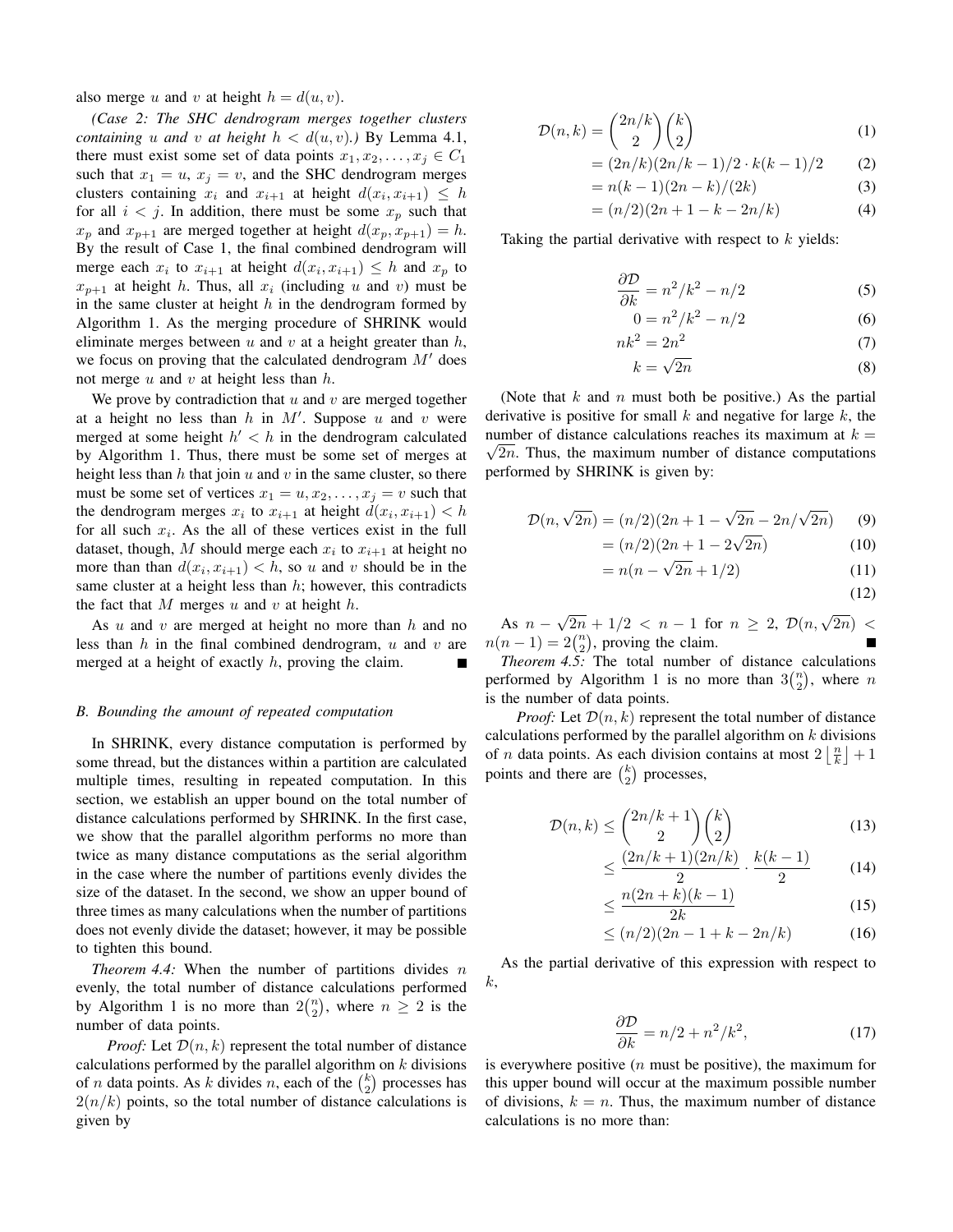also merge $u$ and $v$ at height $h = d(u, v)$.

*(Case 2: The SHC dendrogram merges together clusters containing $u$ and $v$ at height $h < d(u, v)$.)* By Lemma 4.1, there must exist some set of data points $x_1, x_2, \ldots, x_j \in C_1$ such that $x_1 = u$, $x_j = v$, and the SHC dendrogram merges clusters containing $x_i$ and $x_{i+1}$ at height $d(x_i, x_{i+1}) \leq h$ for all $i < j$. In addition, there must be some $x_p$ such that $x_p$ and $x_{p+1}$ are merged together at height $d(x_p, x_{p+1}) = h$. By the result of Case 1, the final combined dendrogram will merge each $x_i$ to $x_{i+1}$ at height $d(x_i, x_{i+1}) \leq h$ and $x_p$ to $x_{p+1}$ at height $h$. Thus, all $x_i$ (including $u$ and $v$) must be in the same cluster at height $h$ in the dendrogram formed by Algorithm 1. As the merging procedure of SHRINK would eliminate merges between $u$ and $v$ at a height greater than $h$, we focus on proving that the calculated dendrogram $M'$ does not merge $u$ and $v$ at height less than $h$.

We prove by contradiction that $u$ and $v$ are merged together at a height no less than $h$ in $M'$. Suppose $u$ and $v$ were merged at some height $h' < h$ in the dendrogram calculated by Algorithm 1. Thus, there must be some set of merges at height less than $h$ that join $u$ and $v$ in the same cluster, so there must be some set of vertices $x_1 = u, x_2, \ldots, x_j = v$ such that the dendrogram merges $x_i$ to $x_{i+1}$ at height $d(x_i, x_{i+1}) < h$ for all such $x_i$. As the all of these vertices exist in the full dataset, though, $M$ should merge each $x_i$ to $x_{i+1}$ at height no more than than $d(x_i, x_{i+1}) < h$, so $u$ and $v$ should be in the same cluster at a height less than $h$; however, this contradicts the fact that $M$ merges $u$ and $v$ at height $h$.

As $u$ and $v$ are merged at height no more than $h$ and no less than $h$ in the final combined dendrogram, $u$ and $v$ are merged at a height of exactly $h$, proving the claim. ∎

### B. Bounding the amount of repeated computation

In SHRINK, every distance computation is performed by some thread, but the distances within a partition are calculated multiple times, resulting in repeated computation. In this section, we establish an upper bound on the total number of distance calculations performed by SHRINK. In the first case, we show that the parallel algorithm performs no more than twice as many distance computations as the serial algorithm in the case where the number of partitions evenly divides the size of the dataset. In the second, we show an upper bound of three times as many calculations when the number of partitions does not evenly divide the dataset; however, it may be possible to tighten this bound.

*Theorem 4.4:* When the number of partitions divides $n$ evenly, the total number of distance calculations performed by Algorithm 1 is no more than $2\binom{n}{2}$, where $n \geq 2$ is the number of data points.

*Proof:* Let $\mathcal{D}(n, k)$ represent the total number of distance calculations performed by the parallel algorithm on $k$ divisions of $n$ data points. As $k$ divides $n$, each of the $\binom{k}{2}$ processes has $2(n/k)$ points, so the total number of distance calculations is given by

$$
\begin{aligned}
\mathcal{D}(n, k) &= \binom{2n/k}{2}\binom{k}{2} && (1)\\
&= (2n/k)(2n/k - 1)/2 \cdot k(k-1)/2 && (2)\\
&= n(k-1)(2n-k)/(2k) && (3)\\
&= (n/2)(2n + 1 - k - 2n/k) && (4)
\end{aligned}
$$

Taking the partial derivative with respect to $k$ yields:

$$
\begin{aligned}
\frac{\partial \mathcal{D}}{\partial k} &= n^2/k^2 - n/2 && (5)\\
0 &= n^2/k^2 - n/2 && (6)\\
nk^2 &= 2n^2 && (7)\\
k &= \sqrt{2n} && (8)
\end{aligned}
$$

(Note that $k$ and $n$ must both be positive.) As the partial derivative is positive for small $k$ and negative for large $k$, the number of distance calculations reaches its maximum at $k = \sqrt{2n}$. Thus, the maximum number of distance computations performed by SHRINK is given by:

$$
\begin{aligned}
\mathcal{D}(n, \sqrt{2n}) &= (n/2)(2n + 1 - \sqrt{2n} - 2n/\sqrt{2n}) && (9)\\
&= (n/2)(2n + 1 - 2\sqrt{2n}) && (10)\\
&= n(n - \sqrt{2n} + 1/2) && (11)\\
& && (12)
\end{aligned}
$$

As $n - \sqrt{2n} + 1/2 < n - 1$ for $n \geq 2$, $\mathcal{D}(n, \sqrt{2n}) < n(n-1) = 2\binom{n}{2}$, proving the claim. ∎

*Theorem 4.5:* The total number of distance calculations performed by Algorithm 1 is no more than $3\binom{n}{2}$, where $n$ is the number of data points.

*Proof:* Let $\mathcal{D}(n, k)$ represent the total number of distance calculations performed by the parallel algorithm on $k$ divisions of $n$ data points. As each division contains at most $2\left\lfloor \frac{n}{k} \right\rfloor + 1$ points and there are $\binom{k}{2}$ processes,

$$
\begin{aligned}
\mathcal{D}(n, k) &\leq \binom{2n/k + 1}{2}\binom{k}{2} && (13)\\
&\leq \frac{(2n/k + 1)(2n/k)}{2} \cdot \frac{k(k-1)}{2} && (14)\\
&\leq \frac{n(2n + k)(k-1)}{2k} && (15)\\
&\leq (n/2)(2n - 1 + k - 2n/k) && (16)
\end{aligned}
$$

As the partial derivative of this expression with respect to $k$,

$$
\frac{\partial \mathcal{D}}{\partial k} = n/2 + n^2/k^2, \qquad (17)
$$

is everywhere positive ($n$ must be positive), the maximum for this upper bound will occur at the maximum possible number of divisions, $k = n$. Thus, the maximum number of distance calculations is no more than: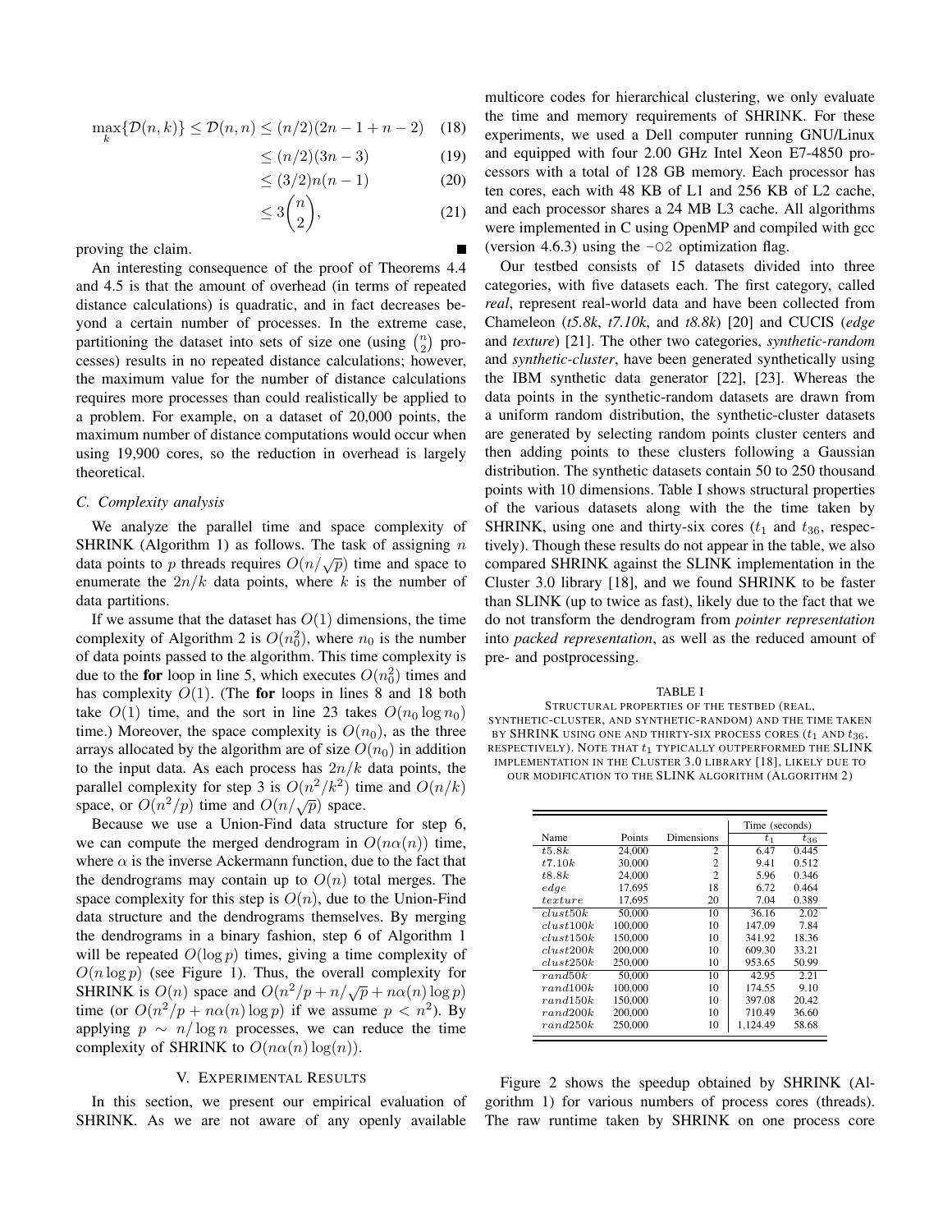$$\max_k \{\mathcal{D}(n,k)\} \leq \mathcal{D}(n,n) \leq (n/2)(2n-1+n-2) \quad (18)$$

$$\leq (n/2)(3n-3) \quad (19)$$

$$\leq (3/2)n(n-1) \quad (20)$$

$$\leq 3\binom{n}{2}, \quad (21)$$

proving the claim. ■

An interesting consequence of the proof of Theorems 4.4 and 4.5 is that the amount of overhead (in terms of repeated distance calculations) is quadratic, and in fact decreases beyond a certain number of processes. In the extreme case, partitioning the dataset into sets of size one (using $\binom{n}{2}$ processes) results in no repeated distance calculations; however, the maximum value for the number of distance calculations requires more processes than could realistically be applied to a problem. For example, on a dataset of 20,000 points, the maximum number of distance computations would occur when using 19,900 cores, so the reduction in overhead is largely theoretical.

### C. Complexity analysis

We analyze the parallel time and space complexity of SHRINK (Algorithm 1) as follows. The task of assigning $n$ data points to $p$ threads requires $O(n/\sqrt{p})$ time and space to enumerate the $2n/k$ data points, where $k$ is the number of data partitions.

If we assume that the dataset has $O(1)$ dimensions, the time complexity of Algorithm 2 is $O(n_0^2)$, where $n_0$ is the number of data points passed to the algorithm. This time complexity is due to the **for** loop in line 5, which executes $O(n_0^2)$ times and has complexity $O(1)$. (The **for** loops in lines 8 and 18 both take $O(1)$ time, and the sort in line 23 takes $O(n_0 \log n_0)$ time.) Moreover, the space complexity is $O(n_0)$, as the three arrays allocated by the algorithm are of size $O(n_0)$ in addition to the input data. As each process has $2n/k$ data points, the parallel complexity for step 3 is $O(n^2/k^2)$ time and $O(n/k)$ space, or $O(n^2/p)$ time and $O(n/\sqrt{p})$ space.

Because we use a Union-Find data structure for step 6, we can compute the merged dendrogram in $O(n\alpha(n))$ time, where $\alpha$ is the inverse Ackermann function, due to the fact that the dendrograms may contain up to $O(n)$ total merges. The space complexity for this step is $O(n)$, due to the Union-Find data structure and the dendrograms themselves. By merging the dendrograms in a binary fashion, step 6 of Algorithm 1 will be repeated $O(\log p)$ times, giving a time complexity of $O(n \log p)$ (see Figure 1). Thus, the overall complexity for SHRINK is $O(n)$ space and $O(n^2/p + n/\sqrt{p} + n\alpha(n)\log p)$ time (or $O(n^2/p + n\alpha(n)\log p)$ if we assume $p < n^2$). By applying $p \sim n/\log n$ processes, we can reduce the time complexity of SHRINK to $O(n\alpha(n)\log(n))$.

## V. Experimental Results

In this section, we present our empirical evaluation of SHRINK. As we are not aware of any openly available multicore codes for hierarchical clustering, we only evaluate the time and memory requirements of SHRINK. For these experiments, we used a Dell computer running GNU/Linux and equipped with four 2.00 GHz Intel Xeon E7-4850 processors with a total of 128 GB memory. Each processor has ten cores, each with 48 KB of L1 and 256 KB of L2 cache, and each processor shares a 24 MB L3 cache. All algorithms were implemented in C using OpenMP and compiled with gcc (version 4.6.3) using the `-O2` optimization flag.

Our testbed consists of 15 datasets divided into three categories, with five datasets each. The first category, called *real*, represent real-world data and have been collected from Chameleon (*t5.8k*, *t7.10k*, and *t8.8k*) [20] and CUCIS (*edge* and *texture*) [21]. The other two categories, *synthetic-random* and *synthetic-cluster*, have been generated synthetically using the IBM synthetic data generator [22], [23]. Whereas the data points in the synthetic-random datasets are drawn from a uniform random distribution, the synthetic-cluster datasets are generated by selecting random points cluster centers and then adding points to these clusters following a Gaussian distribution. The synthetic datasets contain 50 to 250 thousand points with 10 dimensions. Table I shows structural properties of the various datasets along with the the time taken by SHRINK, using one and thirty-six cores ($t_1$ and $t_{36}$, respectively). Though these results do not appear in the table, we also compared SHRINK against the SLINK implementation in the Cluster 3.0 library [18], and we found SHRINK to be faster than SLINK (up to twice as fast), likely due to the fact that we do not transform the dendrogram from *pointer representation* into *packed representation*, as well as the reduced amount of pre- and postprocessing.

TABLE I
Structural properties of the testbed (real, synthetic-cluster, and synthetic-random) and the time taken by SHRINK using one and thirty-six process cores ($t_1$ and $t_{36}$, respectively). Note that $t_1$ typically outperformed the SLINK implementation in the Cluster 3.0 library [18], likely due to our modification to the SLINK algorithm (Algorithm 2)

| | | | Time (seconds) | |
|---|---|---|---|---|
| Name | Points | Dimensions | $t_1$ | $t_{36}$ |
| $t5.8k$ | 24,000 | 2 | 6.47 | 0.445 |
| $t7.10k$ | 30,000 | 2 | 9.41 | 0.512 |
| $t8.8k$ | 24,000 | 2 | 5.96 | 0.346 |
| $edge$ | 17,695 | 18 | 6.72 | 0.464 |
| $texture$ | 17,695 | 20 | 7.04 | 0.389 |
| $clust50k$ | 50,000 | 10 | 36.16 | 2.02 |
| $clust100k$ | 100,000 | 10 | 147.09 | 7.84 |
| $clust150k$ | 150,000 | 10 | 341.92 | 18.36 |
| $clust200k$ | 200,000 | 10 | 609.30 | 33.21 |
| $clust250k$ | 250,000 | 10 | 953.65 | 50.99 |
| $rand50k$ | 50,000 | 10 | 42.95 | 2.21 |
| $rand100k$ | 100,000 | 10 | 174.55 | 9.10 |
| $rand150k$ | 150,000 | 10 | 397.08 | 20.42 |
| $rand200k$ | 200,000 | 10 | 710.49 | 36.60 |
| $rand250k$ | 250,000 | 10 | 1,124.49 | 58.68 |

Figure 2 shows the speedup obtained by SHRINK (Algorithm 1) for various numbers of process cores (threads). The raw runtime taken by SHRINK on one process core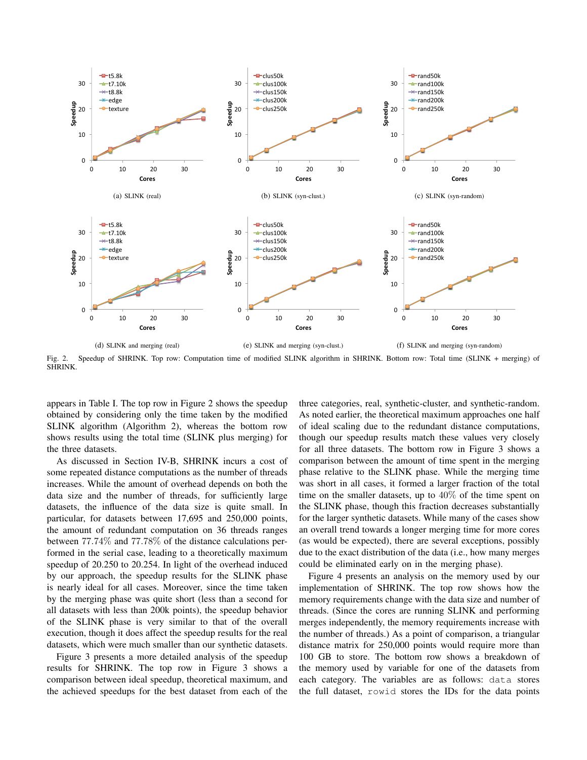30
20
10
0
Speedup
0 10 20 30
Cores
t5.8k
t7.10k
t8.8k
edge
texture

(a) SLINK (real)

30
20
10
0
Speedup
0 10 20 30
Cores
clus50k
clus100k
clus150k
clus200k
clus250k

(b) SLINK (syn-clust.)

30
20
10
0
Speedup
0 10 20 30
Cores
rand50k
rand100k
rand150k
rand200k
rand250k

(c) SLINK (syn-random)

30
20
10
0
Speedup
0 10 20 30
Cores
t5.8k
t7.10k
t8.8k
edge
texture

(d) SLINK and merging (real)

30
20
10
0
Speedup
0 10 20 30
Cores
clus50k
clus100k
clus150k
clus200k
clus250k

(e) SLINK and merging (syn-clust.)

30
20
10
0
Speedup
0 10 20 30
Cores
rand50k
rand100k
rand150k
rand200k
rand250k

(f) SLINK and merging (syn-random)

Fig. 2. Speedup of SHRINK. Top row: Computation time of modified SLINK algorithm in SHRINK. Bottom row: Total time (SLINK + merging) of SHRINK.

appears in Table I. The top row in Figure 2 shows the speedup obtained by considering only the time taken by the modified SLINK algorithm (Algorithm 2), whereas the bottom row shows results using the total time (SLINK plus merging) for the three datasets.

As discussed in Section IV-B, SHRINK incurs a cost of some repeated distance computations as the number of threads increases. While the amount of overhead depends on both the data size and the number of threads, for sufficiently large datasets, the influence of the data size is quite small. In particular, for datasets between 17,695 and 250,000 points, the amount of redundant computation on 36 threads ranges between $77.74\%$ and $77.78\%$ of the distance calculations performed in the serial case, leading to a theoretically maximum speedup of 20.250 to 20.254. In light of the overhead induced by our approach, the speedup results for the SLINK phase is nearly ideal for all cases. Moreover, since the time taken by the merging phase was quite short (less than a second for all datasets with less than 200k points), the speedup behavior of the SLINK phase is very similar to that of the overall execution, though it does affect the speedup results for the real datasets, which were much smaller than our synthetic datasets.

Figure 3 presents a more detailed analysis of the speedup results for SHRINK. The top row in Figure 3 shows a comparison between ideal speedup, theoretical maximum, and the achieved speedups for the best dataset from each of the three categories, real, synthetic-cluster, and synthetic-random. As noted earlier, the theoretical maximum approaches one half of ideal scaling due to the redundant distance computations, though our speedup results match these values very closely for all three datasets. The bottom row in Figure 3 shows a comparison between the amount of time spent in the merging phase relative to the SLINK phase. While the merging time was short in all cases, it formed a larger fraction of the total time on the smaller datasets, up to $40\%$ of the time spent on the SLINK phase, though this fraction decreases substantially for the larger synthetic datasets. While many of the cases show an overall trend towards a longer merging time for more cores (as would be expected), there are several exceptions, possibly due to the exact distribution of the data (i.e., how many merges could be eliminated early on in the merging phase).

Figure 4 presents an analysis on the memory used by our implementation of SHRINK. The top row shows how the memory requirements change with the data size and number of threads. (Since the cores are running SLINK and performing merges independently, the memory requirements increase with the number of threads.) As a point of comparison, a triangular distance matrix for 250,000 points would require more than 100 GB to store. The bottom row shows a breakdown of the memory used by variable for one of the datasets from each category. The variables are as follows: `data` stores the full dataset, `rowid` stores the IDs for the data points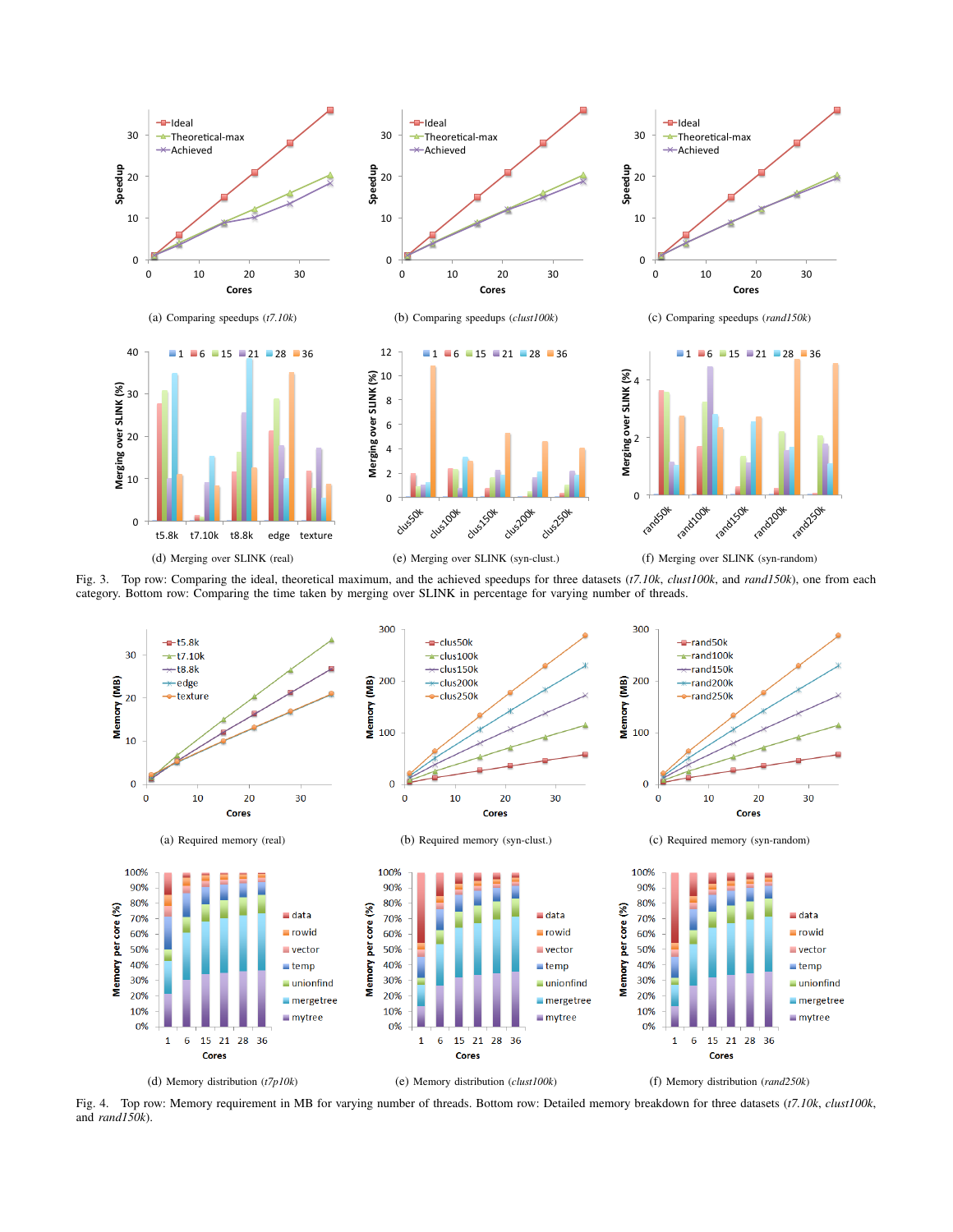Speedup
30
20
10
0
0 10 20 30
Cores
Ideal
Theoretical-max
Achieved

(a) Comparing speedups (*t7.10k*)

Speedup
30
20
10
0
0 10 20 30
Cores
Ideal
Theoretical-max
Achieved

(b) Comparing speedups (*clust100k*)

Speedup
30
20
10
0
0 10 20 30
Cores
Ideal
Theoretical-max
Achieved

(c) Comparing speedups (*rand150k*)

Merging over SLINK (%)
40
30
20
10
0
1 6 15 21 28 36
t5.8k t7.10k t8.8k edge texture

(d) Merging over SLINK (real)

Merging over SLINK (%)
12
10
8
6
4
2
0
1 6 15 21 28 36
clus50k clus100k clus150k clus200k clus250k

(e) Merging over SLINK (syn-clust.)

Merging over SLINK (%)
4
2
0
1 6 15 21 28 36
rand50k rand100k rand150k rand200k rand250k

(f) Merging over SLINK (syn-random)

Fig. 3. Top row: Comparing the ideal, theoretical maximum, and the achieved speedups for three datasets (*t7.10k*, *clust100k*, and *rand150k*), one from each category. Bottom row: Comparing the time taken by merging over SLINK in percentage for varying number of threads.

Memory (MB)
30
20
10
0
0 10 20 30
Cores
t5.8k
t7.10k
t8.8k
edge
texture

(a) Required memory (real)

Memory (MB)
300
200
100
0
0 10 20 30
Cores
clus50k
clus100k
clus150k
clus200k
clus250k

(b) Required memory (syn-clust.)

Memory (MB)
300
200
100
0
0 10 20 30
Cores
rand50k
rand100k
rand150k
rand200k
rand250k

(c) Required memory (syn-random)

Memory per core (%)
100%
90%
80%
70%
60%
50%
40%
30%
20%
10%
0%
1 6 15 21 28 36
Cores
data
rowid
vector
temp
unionfind
mergetree
mytree

(d) Memory distribution (*t7p10k*)

Memory per core (%)
100%
90%
80%
70%
60%
50%
40%
30%
20%
10%
0%
1 6 15 21 28 36
Cores
data
rowid
vector
temp
unionfind
mergetree
mytree

(e) Memory distribution (*clust100k*)

Memory per core (%)
100%
90%
80%
70%
60%
50%
40%
30%
20%
10%
0%
1 6 15 21 28 36
Cores
data
rowid
vector
temp
unionfind
mergetree
mytree

(f) Memory distribution (*rand250k*)

Fig. 4. Top row: Memory requirement in MB for varying number of threads. Bottom row: Detailed memory breakdown for three datasets (*t7.10k*, *clust100k*, and *rand150k*).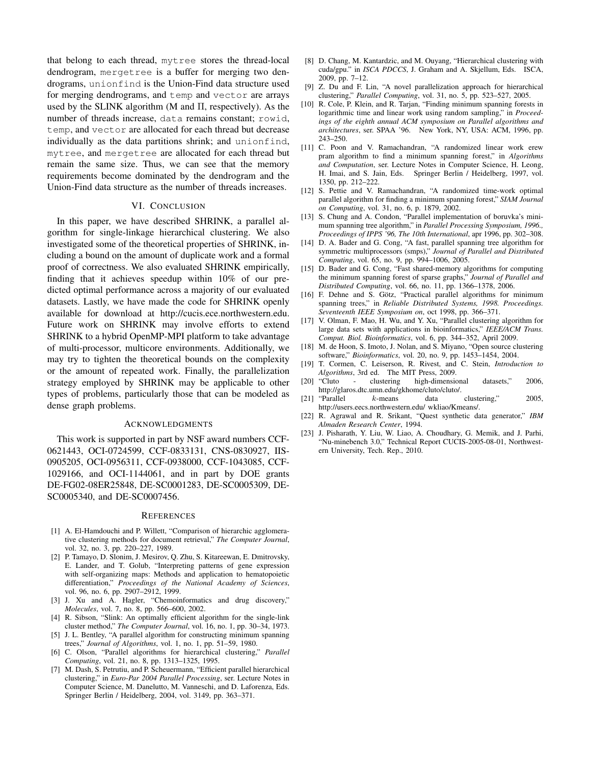that belong to each thread, `mytree` stores the thread-local dendrogram, `mergetree` is a buffer for merging two dendrograms, `unionfind` is the Union-Find data structure used for merging dendrograms, and `temp` and `vector` are arrays used by the SLINK algorithm (M and Π, respectively). As the number of threads increase, `data` remains constant; `rowid`, `temp`, and `vector` are allocated for each thread but decrease individually as the data partitions shrink; and `unionfind`, `mytree`, and `mergetree` are allocated for each thread but remain the same size. Thus, we can see that the memory requirements become dominated by the dendrogram and the Union-Find data structure as the number of threads increases.

## VI. Conclusion

In this paper, we have described SHRINK, a parallel algorithm for single-linkage hierarchical clustering. We also investigated some of the theoretical properties of SHRINK, including a bound on the amount of duplicate work and a formal proof of correctness. We also evaluated SHRINK empirically, finding that it achieves speedup within 10% of our predicted optimal performance across a majority of our evaluated datasets. Lastly, we have made the code for SHRINK openly available for download at http://cucis.ece.northwestern.edu. Future work on SHRINK may involve efforts to extend SHRINK to a hybrid OpenMP-MPI platform to take advantage of multi-processor, multicore environments. Additionally, we may try to tighten the theoretical bounds on the complexity or the amount of repeated work. Finally, the parallelization strategy employed by SHRINK may be applicable to other types of problems, particularly those that can be modeled as dense graph problems.

## Acknowledgments

This work is supported in part by NSF award numbers CCF-0621443, OCI-0724599, CCF-0833131, CNS-0830927, IIS-0905205, OCI-0956311, CCF-0938000, CCF-1043085, CCF-1029166, and OCI-1144061, and in part by DOE grants DE-FG02-08ER25848, DE-SC0001283, DE-SC0005309, DE-SC0005340, and DE-SC0007456.

## References

[1] A. El-Hamdouchi and P. Willett, "Comparison of hierarchic agglomerative clustering methods for document retrieval," *The Computer Journal*, vol. 32, no. 3, pp. 220–227, 1989.

[2] P. Tamayo, D. Slonim, J. Mesirov, Q. Zhu, S. Kitareewan, E. Dmitrovsky, E. Lander, and T. Golub, "Interpreting patterns of gene expression with self-organizing maps: Methods and application to hematopoietic differentiation," *Proceedings of the National Academy of Sciences*, vol. 96, no. 6, pp. 2907–2912, 1999.

[3] J. Xu and A. Hagler, "Chemoinformatics and drug discovery," *Molecules*, vol. 7, no. 8, pp. 566–600, 2002.

[4] R. Sibson, "Slink: An optimally efficient algorithm for the single-link cluster method," *The Computer Journal*, vol. 16, no. 1, pp. 30–34, 1973.

[5] J. L. Bentley, "A parallel algorithm for constructing minimum spanning trees," *Journal of Algorithms*, vol. 1, no. 1, pp. 51–59, 1980.

[6] C. Olson, "Parallel algorithms for hierarchical clustering," *Parallel Computing*, vol. 21, no. 8, pp. 1313–1325, 1995.

[7] M. Dash, S. Petrutiu, and P. Scheuermann, "Efficient parallel hierarchical clustering," in *Euro-Par 2004 Parallel Processing*, ser. Lecture Notes in Computer Science, M. Danelutto, M. Vanneschi, and D. Laforenza, Eds. Springer Berlin / Heidelberg, 2004, vol. 3149, pp. 363–371.

[8] D. Chang, M. Kantardzic, and M. Ouyang, "Hierarchical clustering with cuda/gpu." in *ISCA PDCCS*, J. Graham and A. Skjellum, Eds. ISCA, 2009, pp. 7–12.

[9] Z. Du and F. Lin, "A novel parallelization approach for hierarchical clustering," *Parallel Computing*, vol. 31, no. 5, pp. 523–527, 2005.

[10] R. Cole, P. Klein, and R. Tarjan, "Finding minimum spanning forests in logarithmic time and linear work using random sampling," in *Proceedings of the eighth annual ACM symposium on Parallel algorithms and architectures*, ser. SPAA '96. New York, NY, USA: ACM, 1996, pp. 243–250.

[11] C. Poon and V. Ramachandran, "A randomized linear work erew pram algorithm to find a minimum spanning forest," in *Algorithms and Computation*, ser. Lecture Notes in Computer Science, H. Leong, H. Imai, and S. Jain, Eds. Springer Berlin / Heidelberg, 1997, vol. 1350, pp. 212–222.

[12] S. Pettie and V. Ramachandran, "A randomized time-work optimal parallel algorithm for finding a minimum spanning forest," *SIAM Journal on Computing*, vol. 31, no. 6, p. 1879, 2002.

[13] S. Chung and A. Condon, "Parallel implementation of boruvka's minimum spanning tree algorithm," in *Parallel Processing Symposium, 1996., Proceedings of IPPS '96, The 10th International*, apr 1996, pp. 302–308.

[14] D. A. Bader and G. Cong, "A fast, parallel spanning tree algorithm for symmetric multiprocessors (smps)," *Journal of Parallel and Distributed Computing*, vol. 65, no. 9, pp. 994–1006, 2005.

[15] D. Bader and G. Cong, "Fast shared-memory algorithms for computing the minimum spanning forest of sparse graphs," *Journal of Parallel and Distributed Computing*, vol. 66, no. 11, pp. 1366–1378, 2006.

[16] F. Dehne and S. Götz, "Practical parallel algorithms for minimum spanning trees," in *Reliable Distributed Systems, 1998. Proceedings. Seventeenth IEEE Symposium on*, oct 1998, pp. 366–371.

[17] V. Olman, F. Mao, H. Wu, and Y. Xu, "Parallel clustering algorithm for large data sets with applications in bioinformatics," *IEEE/ACM Trans. Comput. Biol. Bioinformatics*, vol. 6, pp. 344–352, April 2009.

[18] M. de Hoon, S. Imoto, J. Nolan, and S. Miyano, "Open source clustering software," *Bioinformatics*, vol. 20, no. 9, pp. 1453–1454, 2004.

[19] T. Cormen, C. Leiserson, R. Rivest, and C. Stein, *Introduction to Algorithms*, 3rd ed. The MIT Press, 2009.

[20] "Cluto - clustering high-dimensional datasets," 2006, http://glaros.dtc.umn.edu/gkhome/cluto/cluto/.

[21] "Parallel $k$-means data clustering," 2005, http://users.eecs.northwestern.edu/ wkliao/Kmeans/.

[22] R. Agrawal and R. Srikant, "Quest synthetic data generator," *IBM Almaden Research Center*, 1994.

[23] J. Pisharath, Y. Liu, W. Liao, A. Choudhary, G. Memik, and J. Parhi, "Nu-minebench 3.0," Technical Report CUCIS-2005-08-01, Northwestern University, Tech. Rep., 2010.